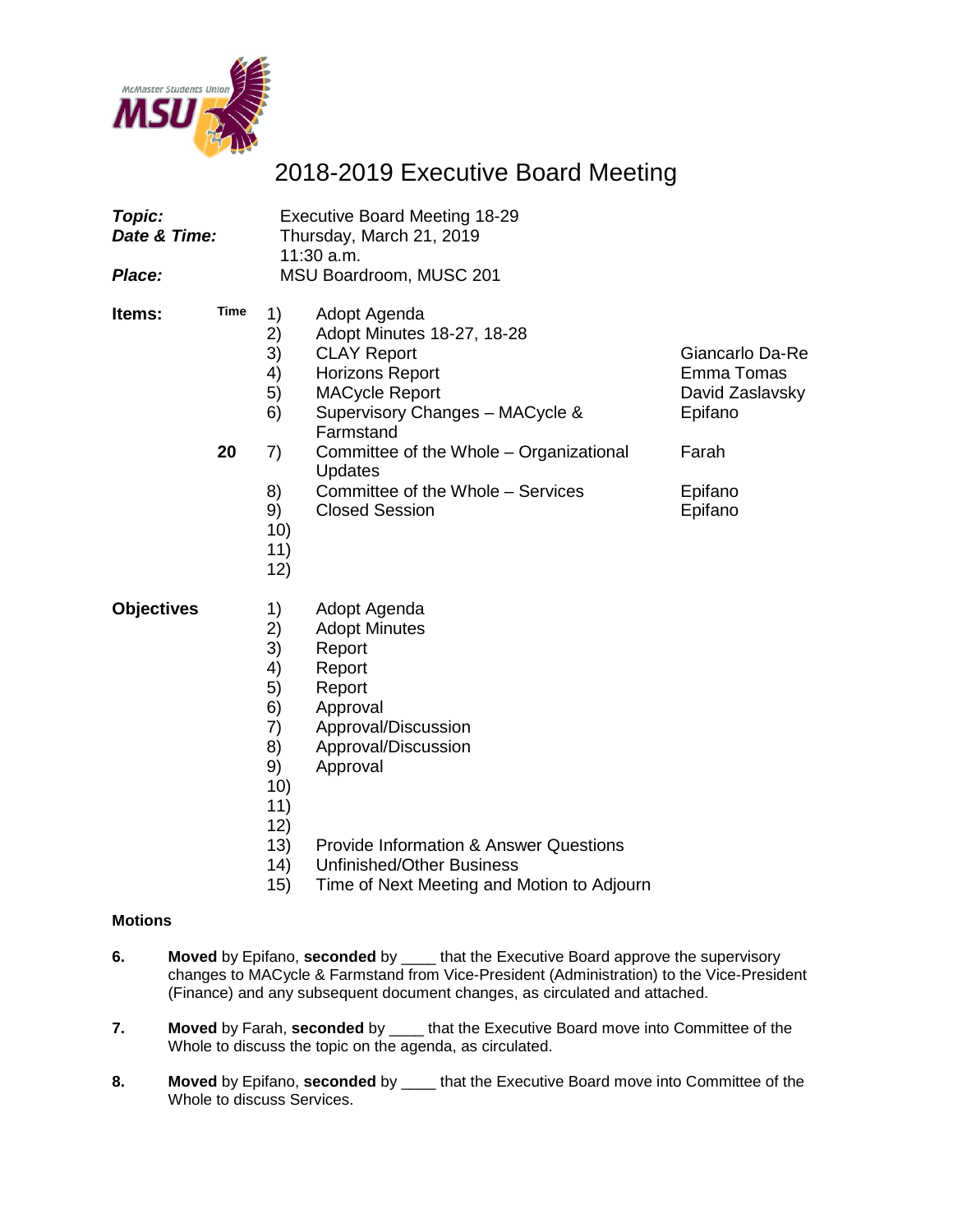# 2018-2019 Executive Board Meeting

| | | | | |
|---|---|---|---|---|
| ***Topic:*** | | | Executive Board Meeting 18-29 | |
| ***Date & Time:*** | | | Thursday, March 21, 2019<br>11:30 a.m. | |
| ***Place:*** | | | MSU Boardroom, MUSC 201 | |
| **Items:** | **Time** | 1) | Adopt Agenda | |
| | | 2) | Adopt Minutes 18-27, 18-28 | |
| | | 3) | CLAY Report | Giancarlo Da-Re |
| | | 4) | Horizons Report | Emma Tomas |
| | | 5) | MACycle Report | David Zaslavsky |
| | | 6) | Supervisory Changes – MACycle & Farmstand | Epifano |
| | **20** | 7) | Committee of the Whole – Organizational Updates | Farah |
| | | 8) | Committee of the Whole – Services | Epifano |
| | | 9) | Closed Session | Epifano |
| | | 10) | | |
| | | 11) | | |
| | | 12) | | |

| | | |
|---|---|---|
| **Objectives** | 1) | Adopt Agenda |
| | 2) | Adopt Minutes |
| | 3) | Report |
| | 4) | Report |
| | 5) | Report |
| | 6) | Approval |
| | 7) | Approval/Discussion |
| | 8) | Approval/Discussion |
| | 9) | Approval |
| | 10) | |
| | 11) | |
| | 12) | |
| | 13) | Provide Information & Answer Questions |
| | 14) | Unfinished/Other Business |
| | 15) | Time of Next Meeting and Motion to Adjourn |

**Motions**

**6.** **Moved** by Epifano, **seconded** by ____ that the Executive Board approve the supervisory changes to MACycle & Farmstand from Vice-President (Administration) to the Vice-President (Finance) and any subsequent document changes, as circulated and attached.

**7.** **Moved** by Farah, **seconded** by ____ that the Executive Board move into Committee of the Whole to discuss the topic on the agenda, as circulated.

**8.** **Moved** by Epifano, **seconded** by ____ that the Executive Board move into Committee of the Whole to discuss Services.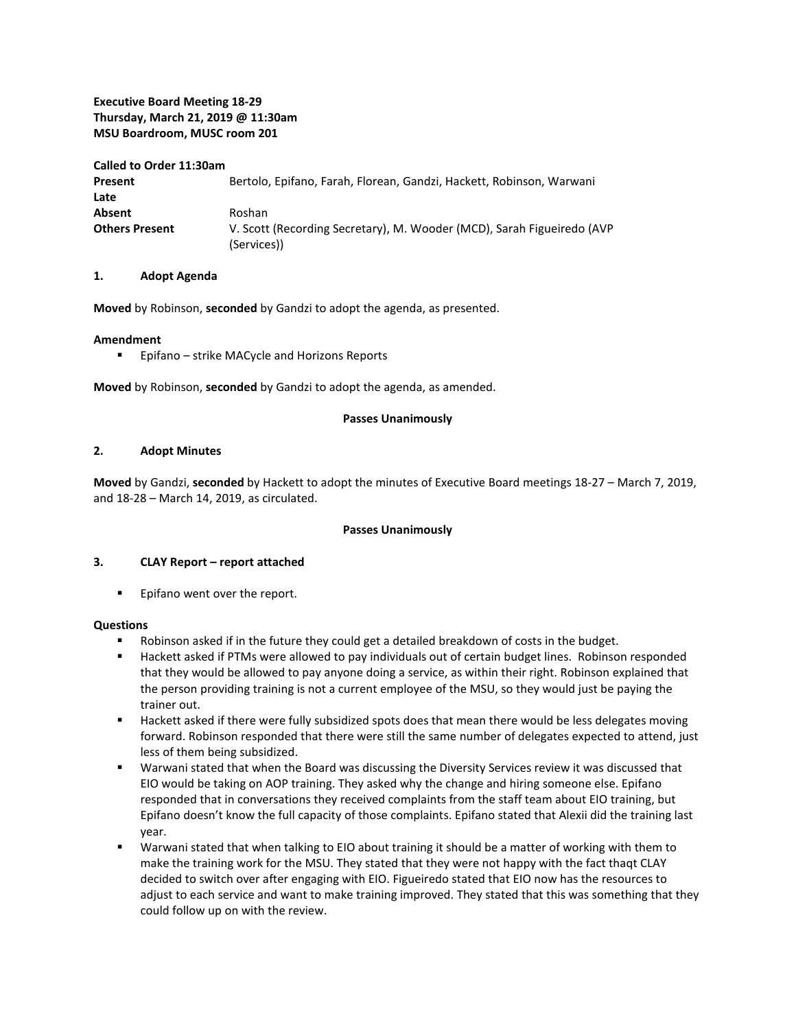**Executive Board Meeting 18-29**
**Thursday, March 21, 2019 @ 11:30am**
**MSU Boardroom, MUSC room 201**

**Called to Order 11:30am**

| | |
|---|---|
| **Present** | Bertolo, Epifano, Farah, Florean, Gandzi, Hackett, Robinson, Warwani |
| **Late** | |
| **Absent** | Roshan |
| **Others Present** | V. Scott (Recording Secretary), M. Wooder (MCD), Sarah Figueiredo (AVP (Services)) |

## 1. Adopt Agenda

**Moved** by Robinson, **seconded** by Gandzi to adopt the agenda, as presented.

**Amendment**

- Epifano – strike MACycle and Horizons Reports

**Moved** by Robinson, **seconded** by Gandzi to adopt the agenda, as amended.

**Passes Unanimously**

## 2. Adopt Minutes

**Moved** by Gandzi, **seconded** by Hackett to adopt the minutes of Executive Board meetings 18-27 – March 7, 2019, and 18-28 – March 14, 2019, as circulated.

**Passes Unanimously**

## 3. CLAY Report – report attached

- Epifano went over the report.

**Questions**

- Robinson asked if in the future they could get a detailed breakdown of costs in the budget.
- Hackett asked if PTMs were allowed to pay individuals out of certain budget lines. Robinson responded that they would be allowed to pay anyone doing a service, as within their right. Robinson explained that the person providing training is not a current employee of the MSU, so they would just be paying the trainer out.
- Hackett asked if there were fully subsidized spots does that mean there would be less delegates moving forward. Robinson responded that there were still the same number of delegates expected to attend, just less of them being subsidized.
- Warwani stated that when the Board was discussing the Diversity Services review it was discussed that EIO would be taking on AOP training. They asked why the change and hiring someone else. Epifano responded that in conversations they received complaints from the staff team about EIO training, but Epifano doesn't know the full capacity of those complaints. Epifano stated that Alexii did the training last year.
- Warwani stated that when talking to EIO about training it should be a matter of working with them to make the training work for the MSU. They stated that they were not happy with the fact thaqt CLAY decided to switch over after engaging with EIO. Figueiredo stated that EIO now has the resources to adjust to each service and want to make training improved. They stated that this was something that they could follow up on with the review.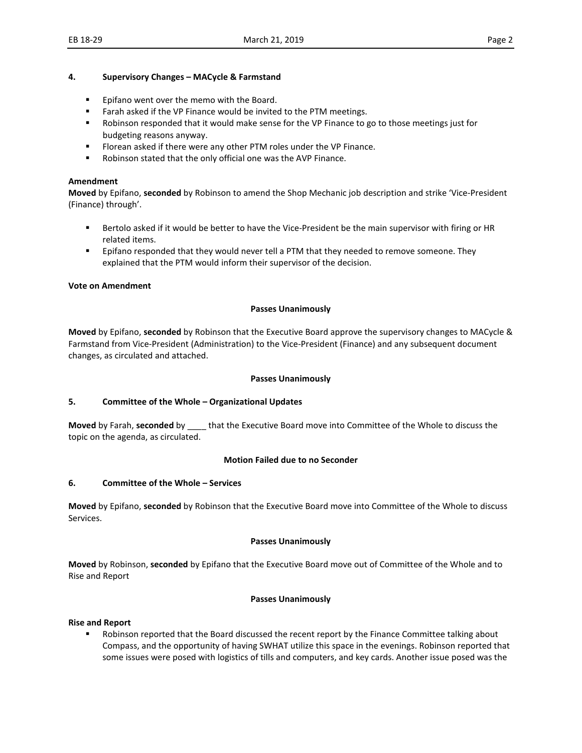### 4. Supervisory Changes – MACycle & Farmstand

- Epifano went over the memo with the Board.
- Farah asked if the VP Finance would be invited to the PTM meetings.
- Robinson responded that it would make sense for the VP Finance to go to those meetings just for budgeting reasons anyway.
- Florean asked if there were any other PTM roles under the VP Finance.
- Robinson stated that the only official one was the AVP Finance.

**Amendment**

**Moved** by Epifano, **seconded** by Robinson to amend the Shop Mechanic job description and strike 'Vice-President (Finance) through'.

- Bertolo asked if it would be better to have the Vice-President be the main supervisor with firing or HR related items.
- Epifano responded that they would never tell a PTM that they needed to remove someone. They explained that the PTM would inform their supervisor of the decision.

**Vote on Amendment**

**Passes Unanimously**

**Moved** by Epifano, **seconded** by Robinson that the Executive Board approve the supervisory changes to MACycle & Farmstand from Vice-President (Administration) to the Vice-President (Finance) and any subsequent document changes, as circulated and attached.

**Passes Unanimously**

### 5. Committee of the Whole – Organizational Updates

**Moved** by Farah, **seconded** by ____ that the Executive Board move into Committee of the Whole to discuss the topic on the agenda, as circulated.

**Motion Failed due to no Seconder**

### 6. Committee of the Whole – Services

**Moved** by Epifano, **seconded** by Robinson that the Executive Board move into Committee of the Whole to discuss Services.

**Passes Unanimously**

**Moved** by Robinson, **seconded** by Epifano that the Executive Board move out of Committee of the Whole and to Rise and Report

**Passes Unanimously**

**Rise and Report**

- Robinson reported that the Board discussed the recent report by the Finance Committee talking about Compass, and the opportunity of having SWHAT utilize this space in the evenings. Robinson reported that some issues were posed with logistics of tills and computers, and key cards. Another issue posed was the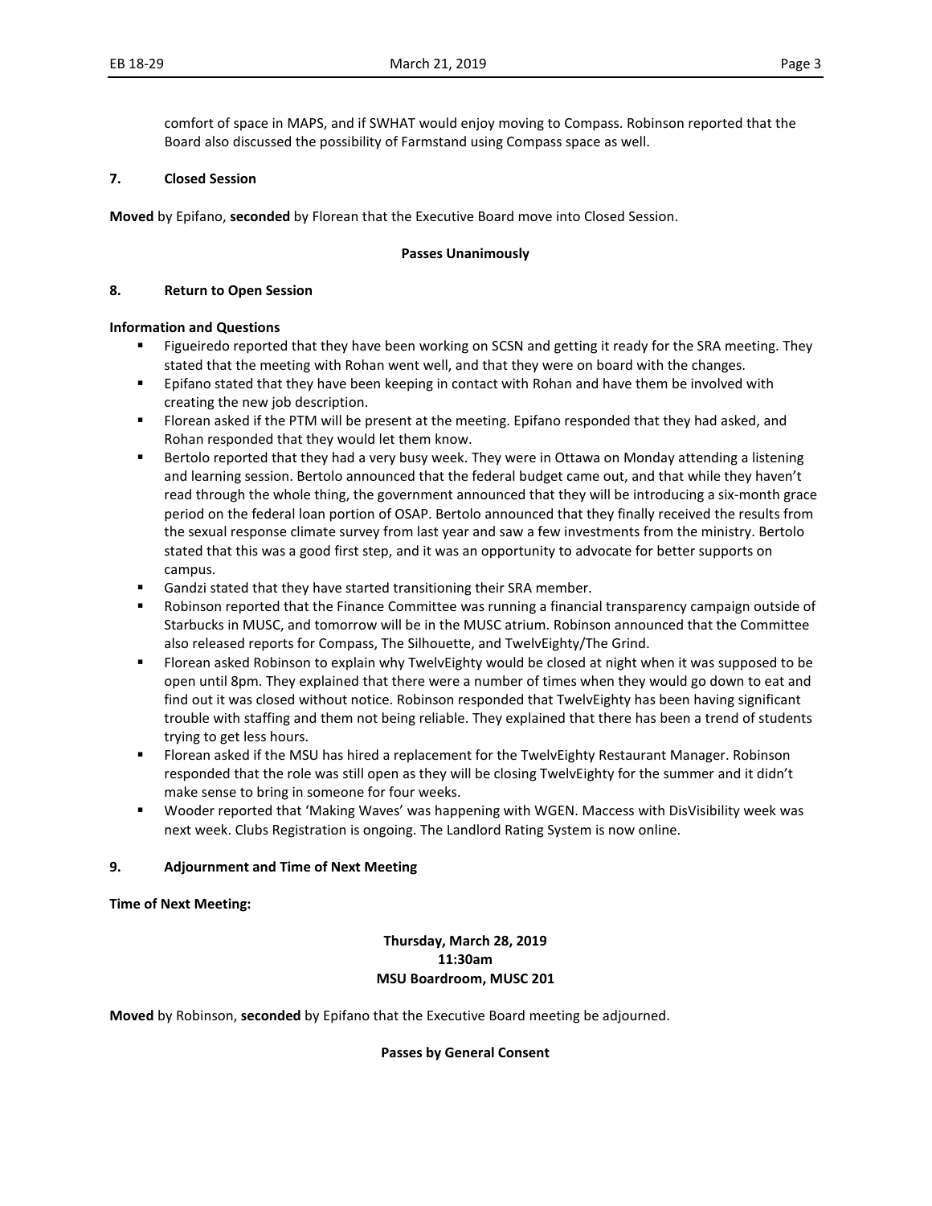comfort of space in MAPS, and if SWHAT would enjoy moving to Compass. Robinson reported that the Board also discussed the possibility of Farmstand using Compass space as well.

**7. Closed Session**

**Moved** by Epifano, **seconded** by Florean that the Executive Board move into Closed Session.

**Passes Unanimously**

**8. Return to Open Session**

**Information and Questions**

- Figueiredo reported that they have been working on SCSN and getting it ready for the SRA meeting. They stated that the meeting with Rohan went well, and that they were on board with the changes.
- Epifano stated that they have been keeping in contact with Rohan and have them be involved with creating the new job description.
- Florean asked if the PTM will be present at the meeting. Epifano responded that they had asked, and Rohan responded that they would let them know.
- Bertolo reported that they had a very busy week. They were in Ottawa on Monday attending a listening and learning session. Bertolo announced that the federal budget came out, and that while they haven't read through the whole thing, the government announced that they will be introducing a six-month grace period on the federal loan portion of OSAP. Bertolo announced that they finally received the results from the sexual response climate survey from last year and saw a few investments from the ministry. Bertolo stated that this was a good first step, and it was an opportunity to advocate for better supports on campus.
- Gandzi stated that they have started transitioning their SRA member.
- Robinson reported that the Finance Committee was running a financial transparency campaign outside of Starbucks in MUSC, and tomorrow will be in the MUSC atrium. Robinson announced that the Committee also released reports for Compass, The Silhouette, and TwelvEighty/The Grind.
- Florean asked Robinson to explain why TwelvEighty would be closed at night when it was supposed to be open until 8pm. They explained that there were a number of times when they would go down to eat and find out it was closed without notice. Robinson responded that TwelvEighty has been having significant trouble with staffing and them not being reliable. They explained that there has been a trend of students trying to get less hours.
- Florean asked if the MSU has hired a replacement for the TwelvEighty Restaurant Manager. Robinson responded that the role was still open as they will be closing TwelvEighty for the summer and it didn't make sense to bring in someone for four weeks.
- Wooder reported that 'Making Waves' was happening with WGEN. Maccess with DisVisibility week was next week. Clubs Registration is ongoing. The Landlord Rating System is now online.

**9. Adjournment and Time of Next Meeting**

**Time of Next Meeting:**

**Thursday, March 28, 2019**
**11:30am**
**MSU Boardroom, MUSC 201**

**Moved** by Robinson, **seconded** by Epifano that the Executive Board meeting be adjourned.

**Passes by General Consent**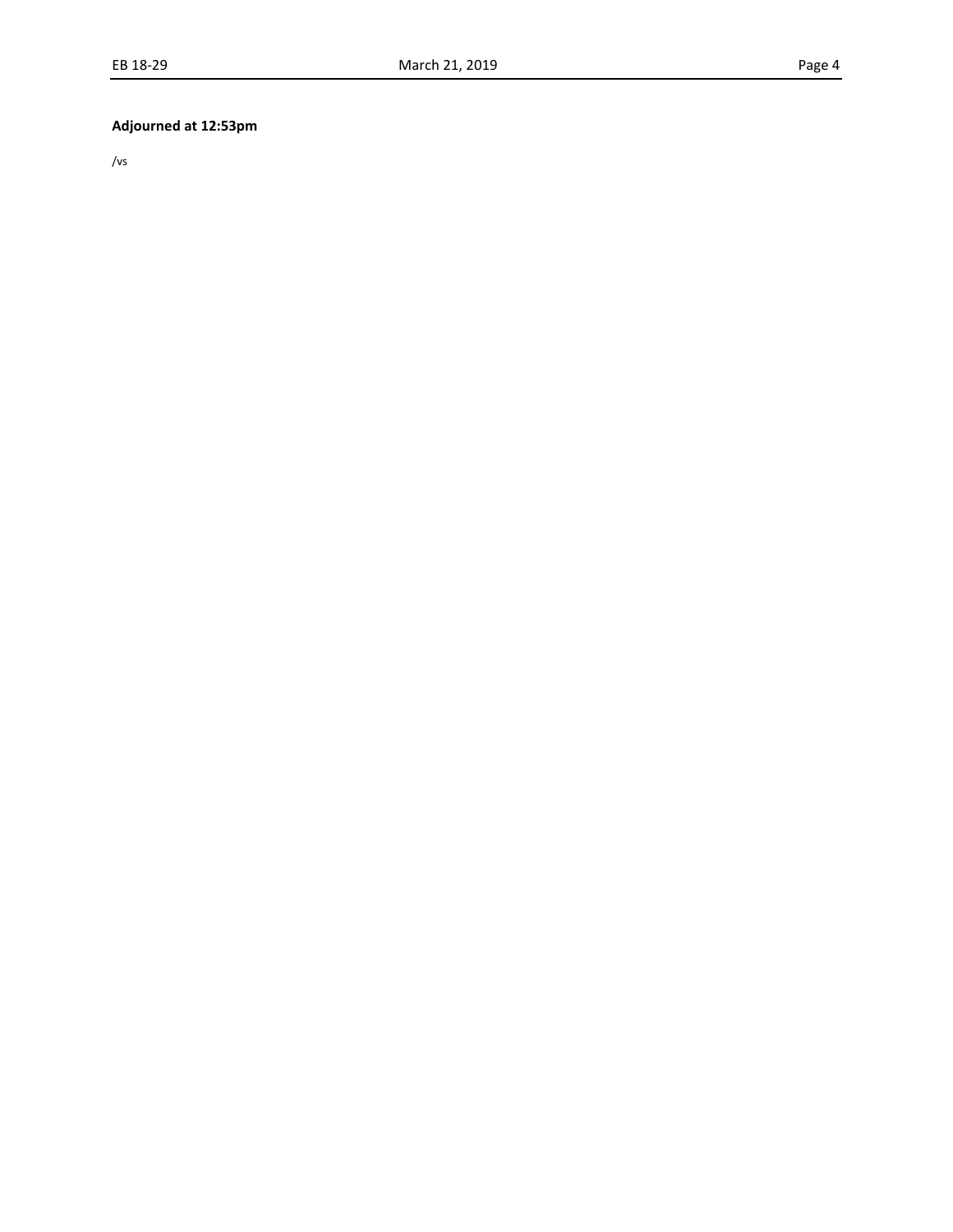**Adjourned at 12:53pm**

/vs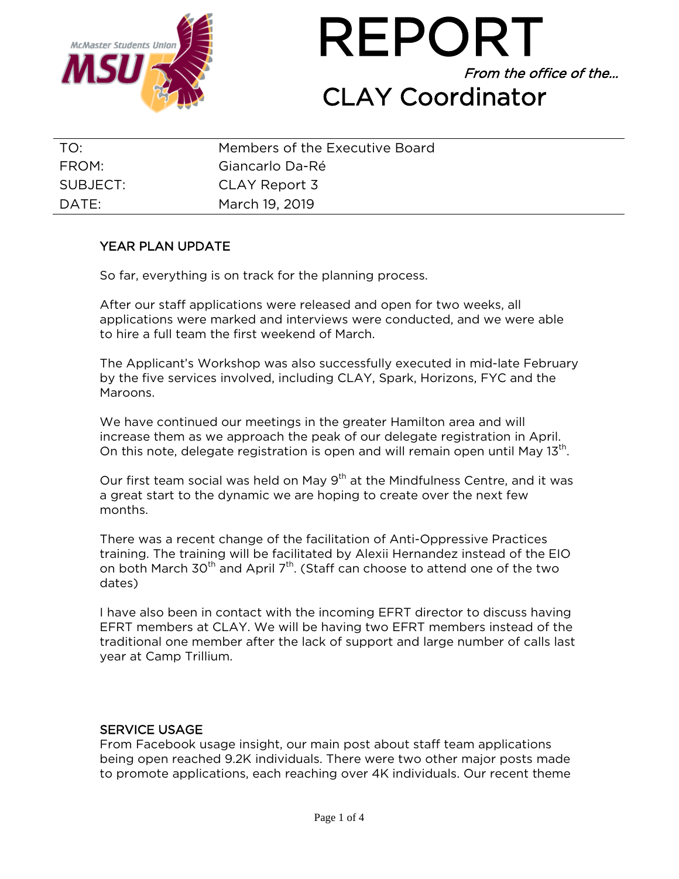# REPORT

*From the office of the…*

## CLAY Coordinator

| | |
|---|---|
| TO: | Members of the Executive Board |
| FROM: | Giancarlo Da-Ré |
| SUBJECT: | CLAY Report 3 |
| DATE: | March 19, 2019 |

### YEAR PLAN UPDATE

So far, everything is on track for the planning process.

After our staff applications were released and open for two weeks, all applications were marked and interviews were conducted, and we were able to hire a full team the first weekend of March.

The Applicant's Workshop was also successfully executed in mid-late February by the five services involved, including CLAY, Spark, Horizons, FYC and the Maroons.

We have continued our meetings in the greater Hamilton area and will increase them as we approach the peak of our delegate registration in April. On this note, delegate registration is open and will remain open until May 13th.

Our first team social was held on May 9th at the Mindfulness Centre, and it was a great start to the dynamic we are hoping to create over the next few months.

There was a recent change of the facilitation of Anti-Oppressive Practices training. The training will be facilitated by Alexii Hernandez instead of the EIO on both March 30th and April 7th. (Staff can choose to attend one of the two dates)

I have also been in contact with the incoming EFRT director to discuss having EFRT members at CLAY. We will be having two EFRT members instead of the traditional one member after the lack of support and large number of calls last year at Camp Trillium.

### SERVICE USAGE

From Facebook usage insight, our main post about staff team applications being open reached 9.2K individuals. There were two other major posts made to promote applications, each reaching over 4K individuals. Our recent theme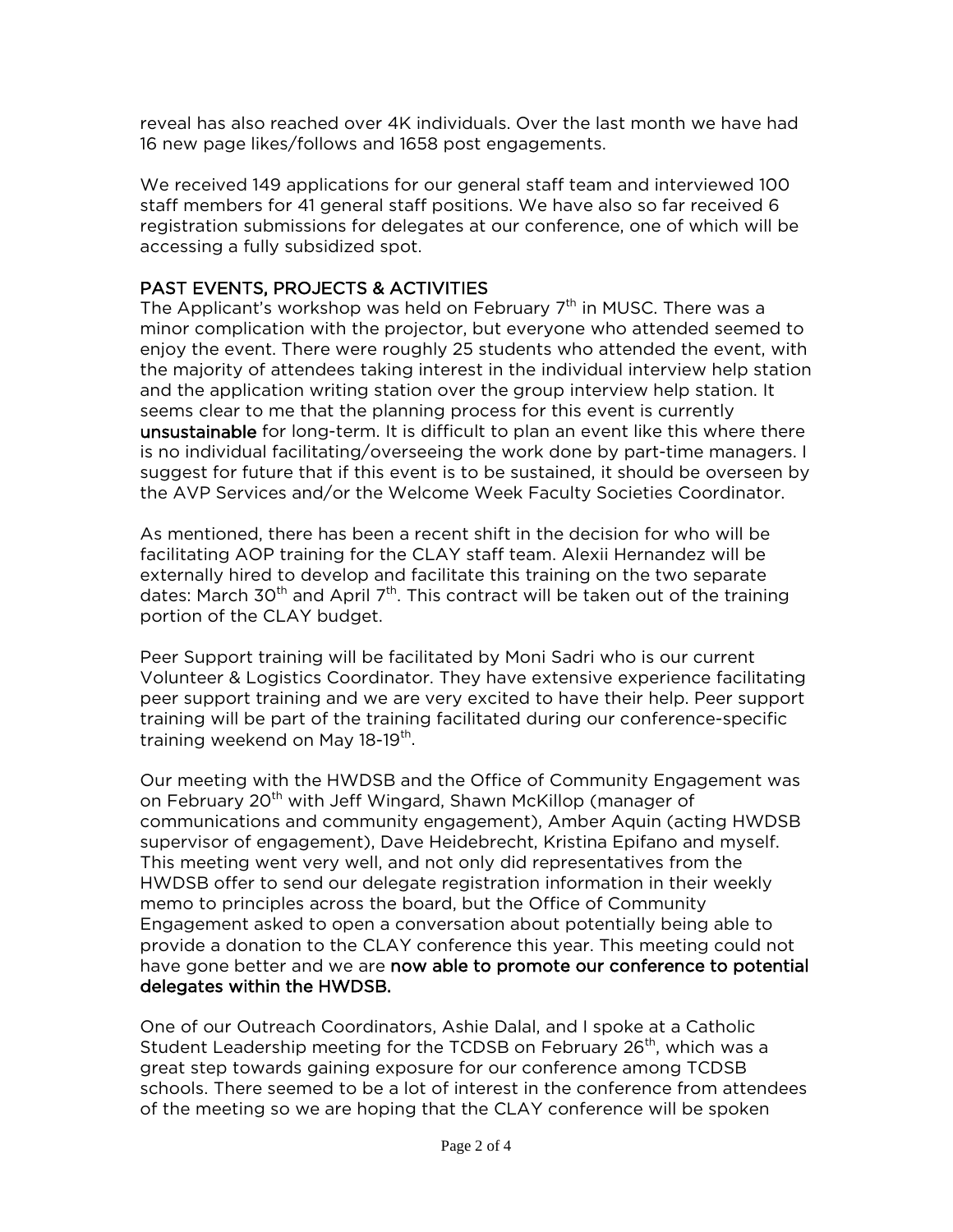reveal has also reached over 4K individuals. Over the last month we have had 16 new page likes/follows and 1658 post engagements.

We received 149 applications for our general staff team and interviewed 100 staff members for 41 general staff positions. We have also so far received 6 registration submissions for delegates at our conference, one of which will be accessing a fully subsidized spot.

## PAST EVENTS, PROJECTS & ACTIVITIES

The Applicant's workshop was held on February 7th in MUSC. There was a minor complication with the projector, but everyone who attended seemed to enjoy the event. There were roughly 25 students who attended the event, with the majority of attendees taking interest in the individual interview help station and the application writing station over the group interview help station. It seems clear to me that the planning process for this event is currently **unsustainable** for long-term. It is difficult to plan an event like this where there is no individual facilitating/overseeing the work done by part-time managers. I suggest for future that if this event is to be sustained, it should be overseen by the AVP Services and/or the Welcome Week Faculty Societies Coordinator.

As mentioned, there has been a recent shift in the decision for who will be facilitating AOP training for the CLAY staff team. Alexii Hernandez will be externally hired to develop and facilitate this training on the two separate dates: March 30th and April 7th. This contract will be taken out of the training portion of the CLAY budget.

Peer Support training will be facilitated by Moni Sadri who is our current Volunteer & Logistics Coordinator. They have extensive experience facilitating peer support training and we are very excited to have their help. Peer support training will be part of the training facilitated during our conference-specific training weekend on May 18-19th.

Our meeting with the HWDSB and the Office of Community Engagement was on February 20th with Jeff Wingard, Shawn McKillop (manager of communications and community engagement), Amber Aquin (acting HWDSB supervisor of engagement), Dave Heidebrecht, Kristina Epifano and myself. This meeting went very well, and not only did representatives from the HWDSB offer to send our delegate registration information in their weekly memo to principles across the board, but the Office of Community Engagement asked to open a conversation about potentially being able to provide a donation to the CLAY conference this year. This meeting could not have gone better and we are **now able to promote our conference to potential delegates within the HWDSB.**

One of our Outreach Coordinators, Ashie Dalal, and I spoke at a Catholic Student Leadership meeting for the TCDSB on February 26th, which was a great step towards gaining exposure for our conference among TCDSB schools. There seemed to be a lot of interest in the conference from attendees of the meeting so we are hoping that the CLAY conference will be spoken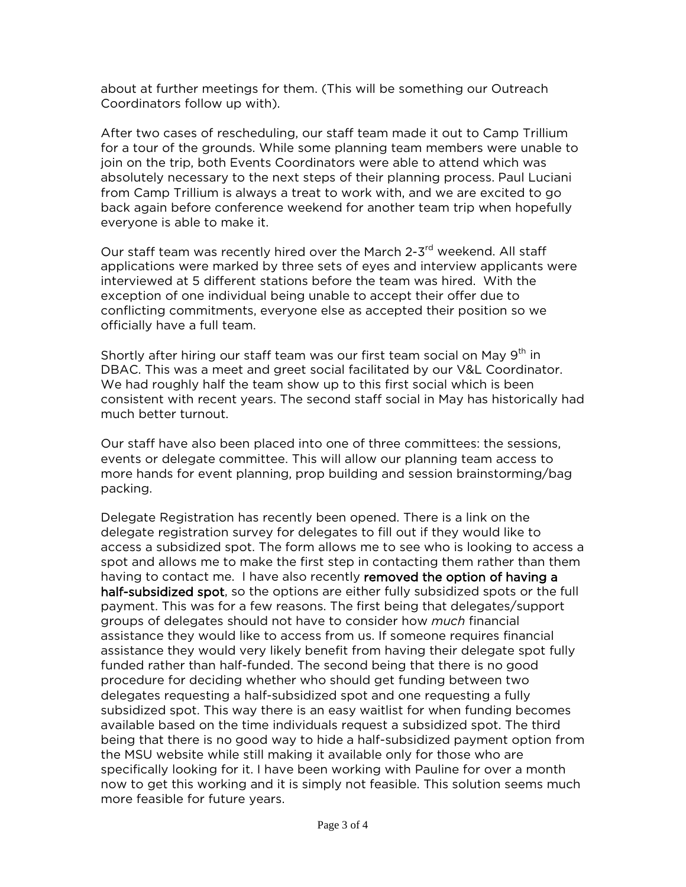about at further meetings for them. (This will be something our Outreach Coordinators follow up with).

After two cases of rescheduling, our staff team made it out to Camp Trillium for a tour of the grounds. While some planning team members were unable to join on the trip, both Events Coordinators were able to attend which was absolutely necessary to the next steps of their planning process. Paul Luciani from Camp Trillium is always a treat to work with, and we are excited to go back again before conference weekend for another team trip when hopefully everyone is able to make it.

Our staff team was recently hired over the March 2-3rd weekend. All staff applications were marked by three sets of eyes and interview applicants were interviewed at 5 different stations before the team was hired. With the exception of one individual being unable to accept their offer due to conflicting commitments, everyone else as accepted their position so we officially have a full team.

Shortly after hiring our staff team was our first team social on May 9th in DBAC. This was a meet and greet social facilitated by our V&L Coordinator. We had roughly half the team show up to this first social which is been consistent with recent years. The second staff social in May has historically had much better turnout.

Our staff have also been placed into one of three committees: the sessions, events or delegate committee. This will allow our planning team access to more hands for event planning, prop building and session brainstorming/bag packing.

Delegate Registration has recently been opened. There is a link on the delegate registration survey for delegates to fill out if they would like to access a subsidized spot. The form allows me to see who is looking to access a spot and allows me to make the first step in contacting them rather than them having to contact me. I have also recently **removed the option of having a half-subsidized spot**, so the options are either fully subsidized spots or the full payment. This was for a few reasons. The first being that delegates/support groups of delegates should not have to consider how *much* financial assistance they would like to access from us. If someone requires financial assistance they would very likely benefit from having their delegate spot fully funded rather than half-funded. The second being that there is no good procedure for deciding whether who should get funding between two delegates requesting a half-subsidized spot and one requesting a fully subsidized spot. This way there is an easy waitlist for when funding becomes available based on the time individuals request a subsidized spot. The third being that there is no good way to hide a half-subsidized payment option from the MSU website while still making it available only for those who are specifically looking for it. I have been working with Pauline for over a month now to get this working and it is simply not feasible. This solution seems much more feasible for future years.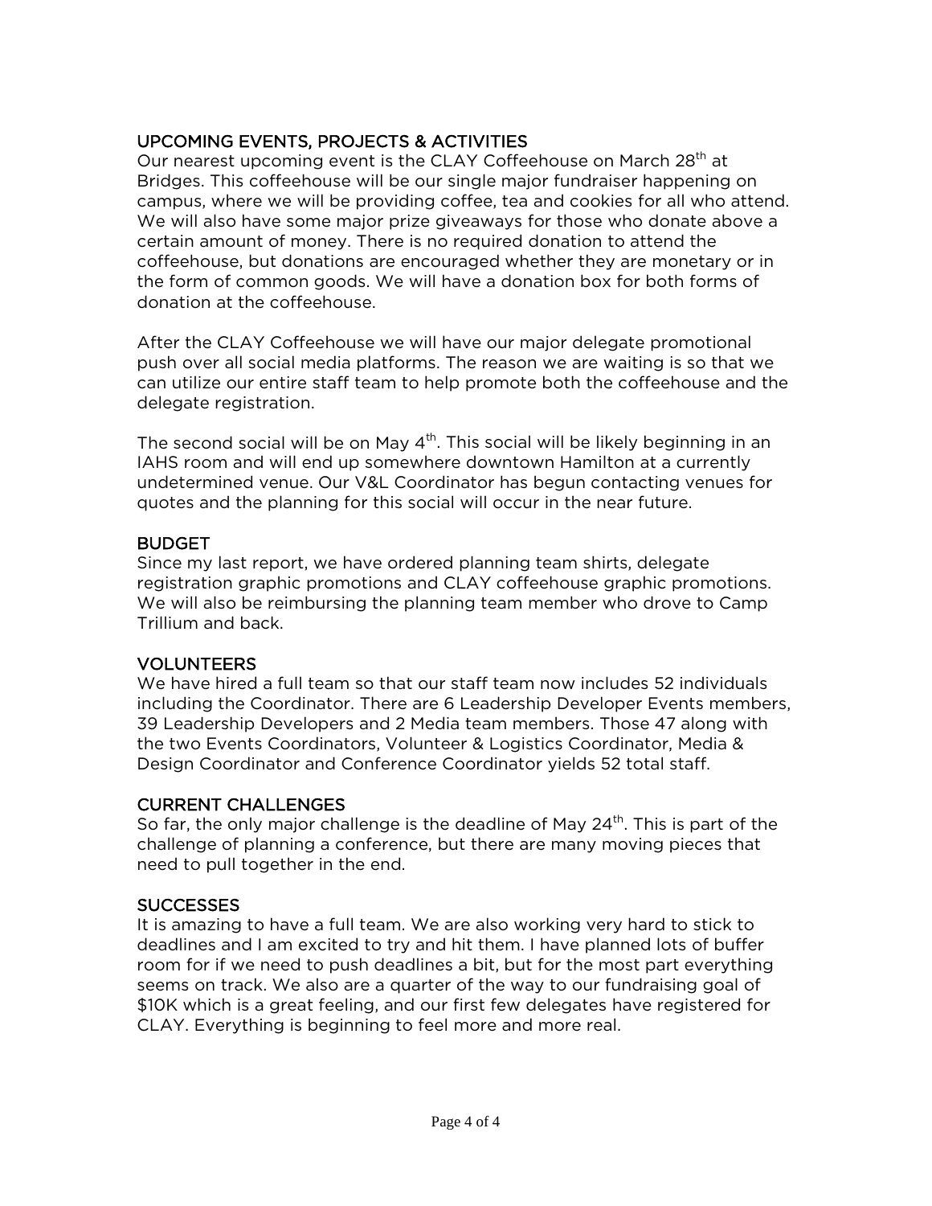## UPCOMING EVENTS, PROJECTS & ACTIVITIES

Our nearest upcoming event is the CLAY Coffeehouse on March 28th at Bridges. This coffeehouse will be our single major fundraiser happening on campus, where we will be providing coffee, tea and cookies for all who attend. We will also have some major prize giveaways for those who donate above a certain amount of money. There is no required donation to attend the coffeehouse, but donations are encouraged whether they are monetary or in the form of common goods. We will have a donation box for both forms of donation at the coffeehouse.

After the CLAY Coffeehouse we will have our major delegate promotional push over all social media platforms. The reason we are waiting is so that we can utilize our entire staff team to help promote both the coffeehouse and the delegate registration.

The second social will be on May 4th. This social will be likely beginning in an IAHS room and will end up somewhere downtown Hamilton at a currently undetermined venue. Our V&L Coordinator has begun contacting venues for quotes and the planning for this social will occur in the near future.

## BUDGET

Since my last report, we have ordered planning team shirts, delegate registration graphic promotions and CLAY coffeehouse graphic promotions. We will also be reimbursing the planning team member who drove to Camp Trillium and back.

## VOLUNTEERS

We have hired a full team so that our staff team now includes 52 individuals including the Coordinator. There are 6 Leadership Developer Events members, 39 Leadership Developers and 2 Media team members. Those 47 along with the two Events Coordinators, Volunteer & Logistics Coordinator, Media & Design Coordinator and Conference Coordinator yields 52 total staff.

## CURRENT CHALLENGES

So far, the only major challenge is the deadline of May 24th. This is part of the challenge of planning a conference, but there are many moving pieces that need to pull together in the end.

## SUCCESSES

It is amazing to have a full team. We are also working very hard to stick to deadlines and I am excited to try and hit them. I have planned lots of buffer room for if we need to push deadlines a bit, but for the most part everything seems on track. We also are a quarter of the way to our fundraising goal of $10K which is a great feeling, and our first few delegates have registered for CLAY. Everything is beginning to feel more and more real.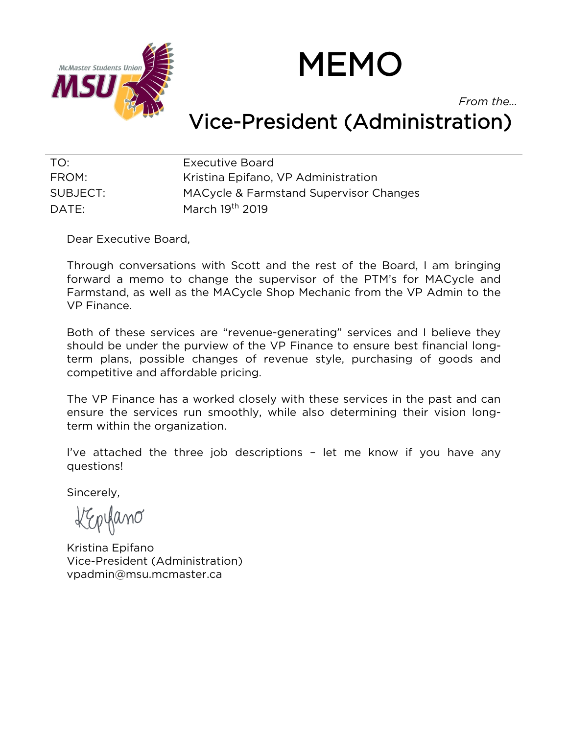# MEMO

*From the…*

## Vice-President (Administration)

| | |
|---|---|
| TO: | Executive Board |
| FROM: | Kristina Epifano, VP Administration |
| SUBJECT: | MACycle & Farmstand Supervisor Changes |
| DATE: | March 19th 2019 |

Dear Executive Board,

Through conversations with Scott and the rest of the Board, I am bringing forward a memo to change the supervisor of the PTM's for MACycle and Farmstand, as well as the MACycle Shop Mechanic from the VP Admin to the VP Finance.

Both of these services are "revenue-generating" services and I believe they should be under the purview of the VP Finance to ensure best financial long-term plans, possible changes of revenue style, purchasing of goods and competitive and affordable pricing.

The VP Finance has a worked closely with these services in the past and can ensure the services run smoothly, while also determining their vision long-term within the organization.

I've attached the three job descriptions – let me know if you have any questions!

Sincerely,

KEpifano

Kristina Epifano
Vice-President (Administration)
vpadmin@msu.mcmaster.ca